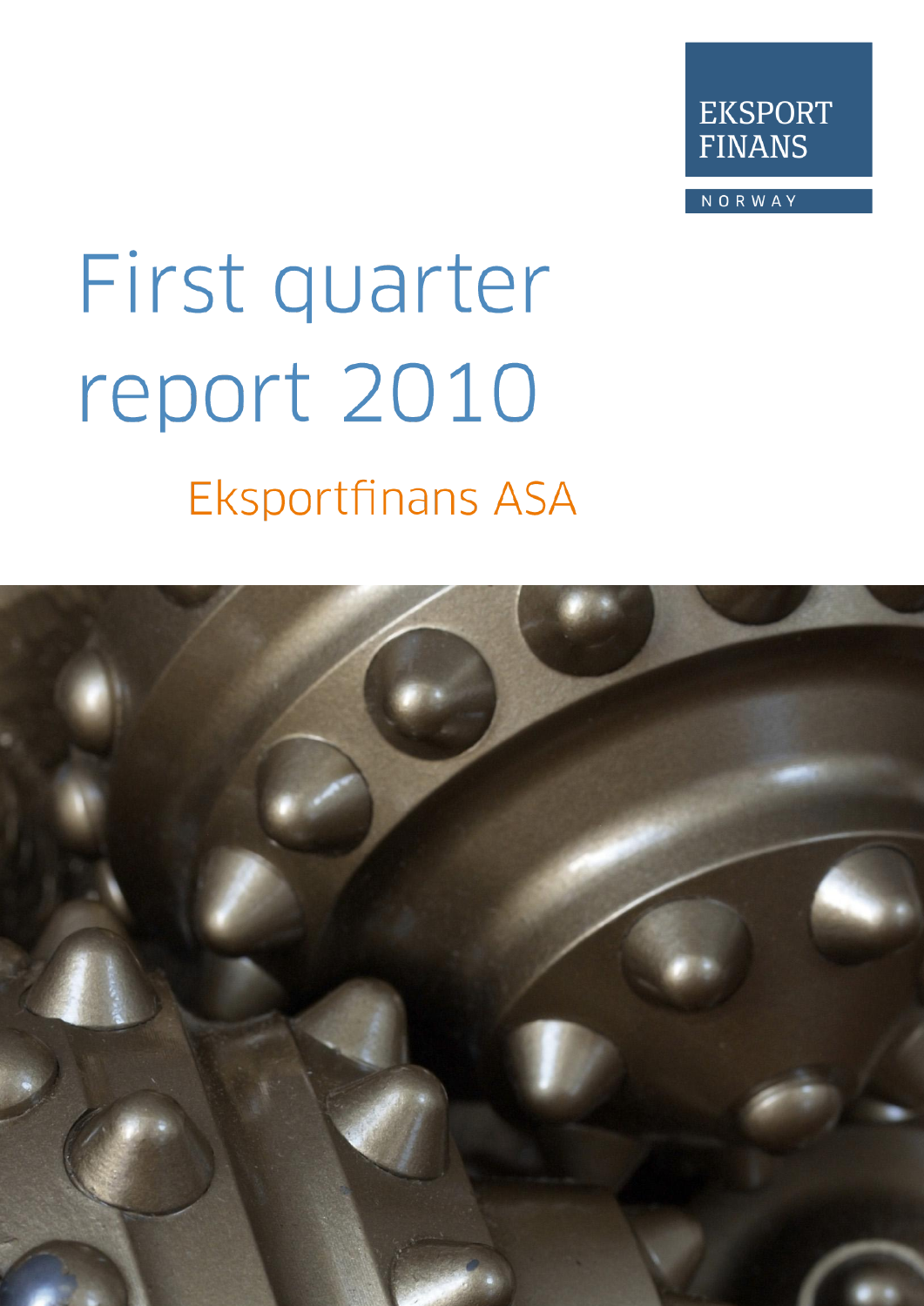EKSPORT FINANS

NORWAY

# First quarter report 2010

## Eksportfinans ASA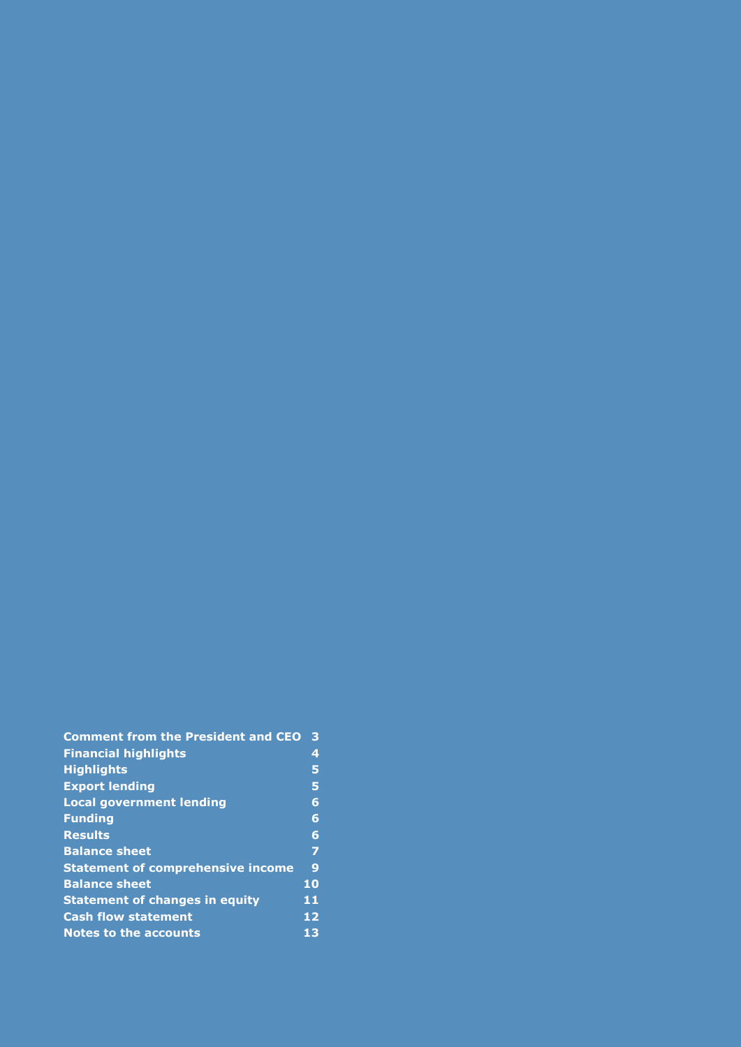| | |
|---|---|
| **Comment from the President and CEO** | **3** |
| **Financial highlights** | **4** |
| **Highlights** | **5** |
| **Export lending** | **5** |
| **Local government lending** | **6** |
| **Funding** | **6** |
| **Results** | **6** |
| **Balance sheet** | **7** |
| **Statement of comprehensive income** | **9** |
| **Balance sheet** | **10** |
| **Statement of changes in equity** | **11** |
| **Cash flow statement** | **12** |
| **Notes to the accounts** | **13** |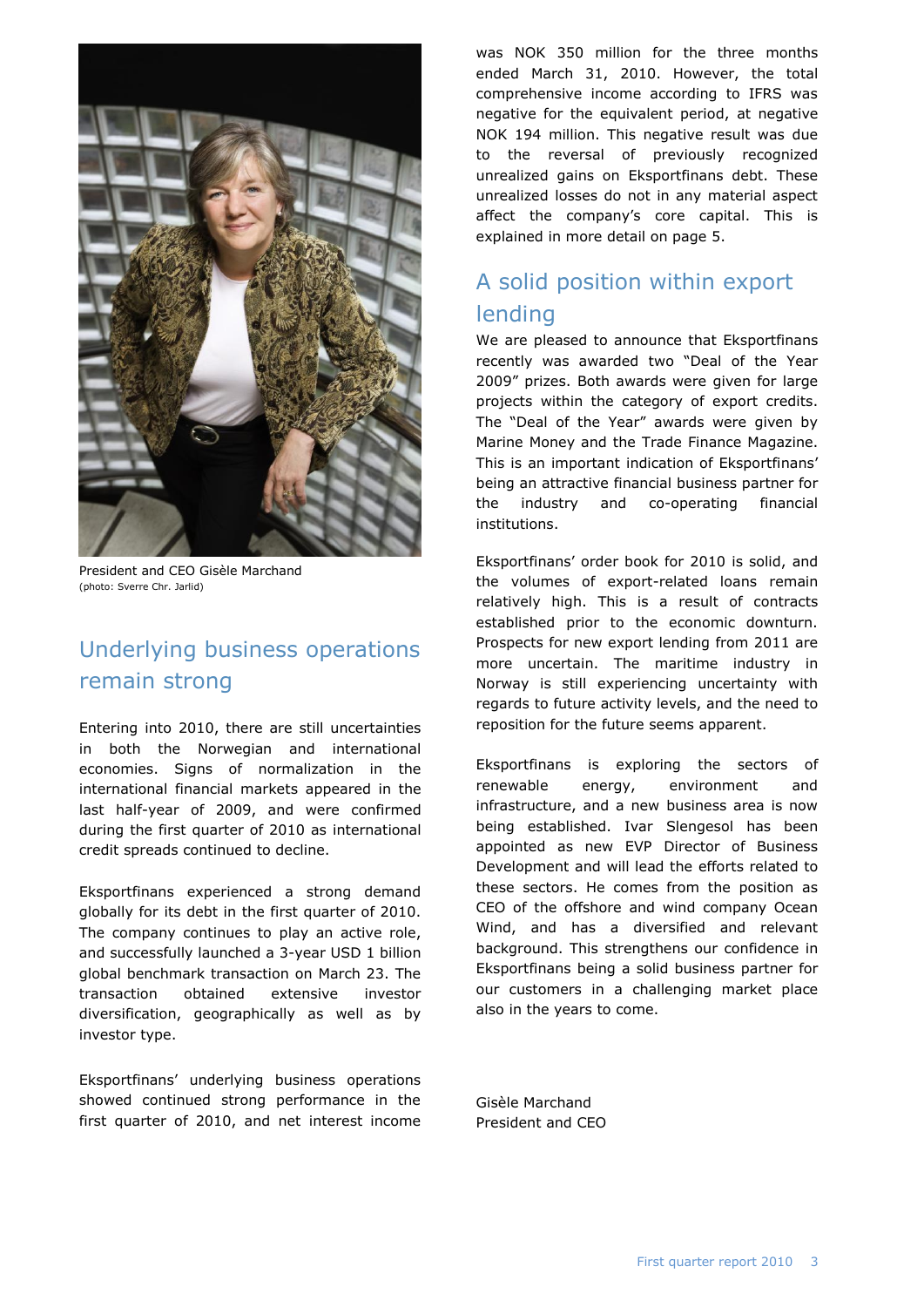President and CEO Gisèle Marchand
(photo: Sverre Chr. Jarlid)

## Underlying business operations remain strong

Entering into 2010, there are still uncertainties in both the Norwegian and international economies. Signs of normalization in the international financial markets appeared in the last half-year of 2009, and were confirmed during the first quarter of 2010 as international credit spreads continued to decline.

Eksportfinans experienced a strong demand globally for its debt in the first quarter of 2010. The company continues to play an active role, and successfully launched a 3-year USD 1 billion global benchmark transaction on March 23. The transaction obtained extensive investor diversification, geographically as well as by investor type.

Eksportfinans' underlying business operations showed continued strong performance in the first quarter of 2010, and net interest income was NOK 350 million for the three months ended March 31, 2010. However, the total comprehensive income according to IFRS was negative for the equivalent period, at negative NOK 194 million. This negative result was due to the reversal of previously recognized unrealized gains on Eksportfinans debt. These unrealized losses do not in any material aspect affect the company's core capital. This is explained in more detail on page 5.

## A solid position within export lending

We are pleased to announce that Eksportfinans recently was awarded two "Deal of the Year 2009" prizes. Both awards were given for large projects within the category of export credits. The "Deal of the Year" awards were given by Marine Money and the Trade Finance Magazine. This is an important indication of Eksportfinans' being an attractive financial business partner for the industry and co-operating financial institutions.

Eksportfinans' order book for 2010 is solid, and the volumes of export-related loans remain relatively high. This is a result of contracts established prior to the economic downturn. Prospects for new export lending from 2011 are more uncertain. The maritime industry in Norway is still experiencing uncertainty with regards to future activity levels, and the need to reposition for the future seems apparent.

Eksportfinans is exploring the sectors of renewable energy, environment and infrastructure, and a new business area is now being established. Ivar Slengesol has been appointed as new EVP Director of Business Development and will lead the efforts related to these sectors. He comes from the position as CEO of the offshore and wind company Ocean Wind, and has a diversified and relevant background. This strengthens our confidence in Eksportfinans being a solid business partner for our customers in a challenging market place also in the years to come.

Gisèle Marchand
President and CEO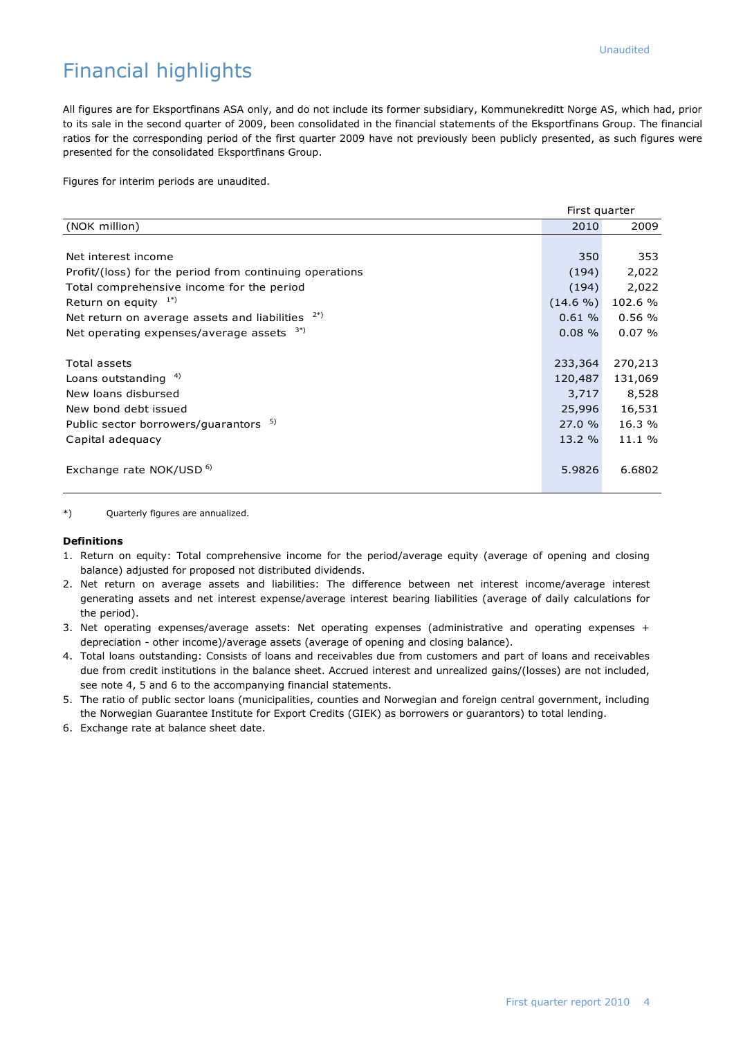Unaudited

# Financial highlights

All figures are for Eksportfinans ASA only, and do not include its former subsidiary, Kommunekreditt Norge AS, which had, prior to its sale in the second quarter of 2009, been consolidated in the financial statements of the Eksportfinans Group. The financial ratios for the corresponding period of the first quarter 2009 have not previously been publicly presented, as such figures were presented for the consolidated Eksportfinans Group.

Figures for interim periods are unaudited.

| | First quarter | |
|---|---|---|
| (NOK million) | 2010 | 2009 |
| | | |
| Net interest income | 350 | 353 |
| Profit/(loss) for the period from continuing operations | (194) | 2,022 |
| Total comprehensive income for the period | (194) | 2,022 |
| Return on equity [1*)] | (14.6 %) | 102.6 % |
| Net return on average assets and liabilities [2*)] | 0.61 % | 0.56 % |
| Net operating expenses/average assets [3*)] | 0.08 % | 0.07 % |
| | | |
| Total assets | 233,364 | 270,213 |
| Loans outstanding [4)] | 120,487 | 131,069 |
| New loans disbursed | 3,717 | 8,528 |
| New bond debt issued | 25,996 | 16,531 |
| Public sector borrowers/guarantors [5)] | 27.0 % | 16.3 % |
| Capital adequacy | 13.2 % | 11.1 % |
| | | |
| Exchange rate NOK/USD [6)] | 5.9826 | 6.6802 |

*) Quarterly figures are annualized.

**Definitions**

1. Return on equity: Total comprehensive income for the period/average equity (average of opening and closing balance) adjusted for proposed not distributed dividends.
2. Net return on average assets and liabilities: The difference between net interest income/average interest generating assets and net interest expense/average interest bearing liabilities (average of daily calculations for the period).
3. Net operating expenses/average assets: Net operating expenses (administrative and operating expenses + depreciation - other income)/average assets (average of opening and closing balance).
4. Total loans outstanding: Consists of loans and receivables due from customers and part of loans and receivables due from credit institutions in the balance sheet. Accrued interest and unrealized gains/(losses) are not included, see note 4, 5 and 6 to the accompanying financial statements.
5. The ratio of public sector loans (municipalities, counties and Norwegian and foreign central government, including the Norwegian Guarantee Institute for Export Credits (GIEK) as borrowers or guarantors) to total lending.
6. Exchange rate at balance sheet date.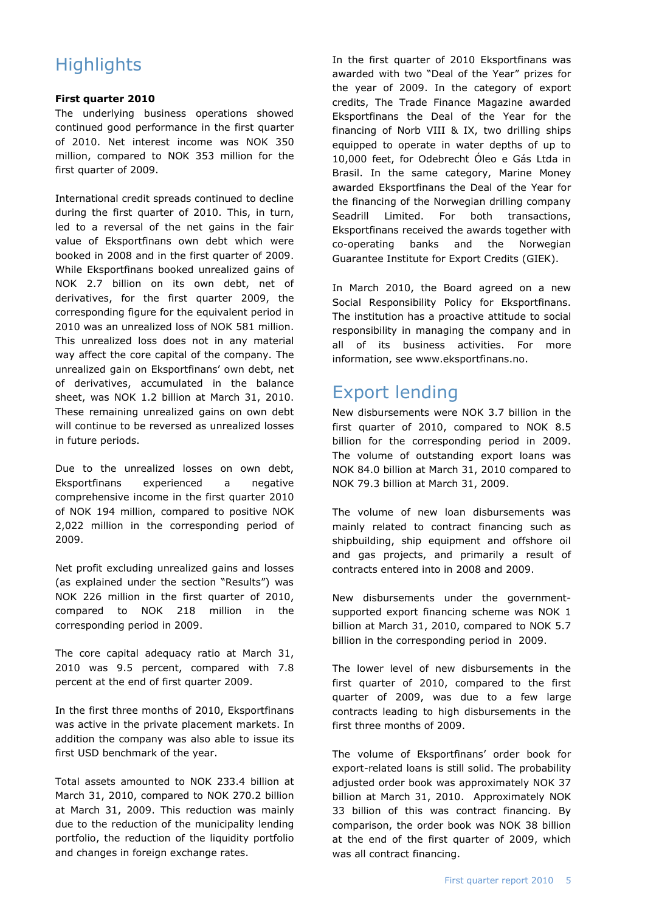# Highlights

**First quarter 2010**

The underlying business operations showed continued good performance in the first quarter of 2010. Net interest income was NOK 350 million, compared to NOK 353 million for the first quarter of 2009.

International credit spreads continued to decline during the first quarter of 2010. This, in turn, led to a reversal of the net gains in the fair value of Eksportfinans own debt which were booked in 2008 and in the first quarter of 2009. While Eksportfinans booked unrealized gains of NOK 2.7 billion on its own debt, net of derivatives, for the first quarter 2009, the corresponding figure for the equivalent period in 2010 was an unrealized loss of NOK 581 million. This unrealized loss does not in any material way affect the core capital of the company. The unrealized gain on Eksportfinans' own debt, net of derivatives, accumulated in the balance sheet, was NOK 1.2 billion at March 31, 2010. These remaining unrealized gains on own debt will continue to be reversed as unrealized losses in future periods.

Due to the unrealized losses on own debt, Eksportfinans experienced a negative comprehensive income in the first quarter 2010 of NOK 194 million, compared to positive NOK 2,022 million in the corresponding period of 2009.

Net profit excluding unrealized gains and losses (as explained under the section "Results") was NOK 226 million in the first quarter of 2010, compared to NOK 218 million in the corresponding period in 2009.

The core capital adequacy ratio at March 31, 2010 was 9.5 percent, compared with 7.8 percent at the end of first quarter 2009.

In the first three months of 2010, Eksportfinans was active in the private placement markets. In addition the company was also able to issue its first USD benchmark of the year.

Total assets amounted to NOK 233.4 billion at March 31, 2010, compared to NOK 270.2 billion at March 31, 2009. This reduction was mainly due to the reduction of the municipality lending portfolio, the reduction of the liquidity portfolio and changes in foreign exchange rates.

In the first quarter of 2010 Eksportfinans was awarded with two "Deal of the Year" prizes for the year of 2009. In the category of export credits, The Trade Finance Magazine awarded Eksportfinans the Deal of the Year for the financing of Norb VIII & IX, two drilling ships equipped to operate in water depths of up to 10,000 feet, for Odebrecht Óleo e Gás Ltda in Brasil. In the same category, Marine Money awarded Eksportfinans the Deal of the Year for the financing of the Norwegian drilling company Seadrill Limited. For both transactions, Eksportfinans received the awards together with co-operating banks and the Norwegian Guarantee Institute for Export Credits (GIEK).

In March 2010, the Board agreed on a new Social Responsibility Policy for Eksportfinans. The institution has a proactive attitude to social responsibility in managing the company and in all of its business activities. For more information, see www.eksportfinans.no.

# Export lending

New disbursements were NOK 3.7 billion in the first quarter of 2010, compared to NOK 8.5 billion for the corresponding period in 2009. The volume of outstanding export loans was NOK 84.0 billion at March 31, 2010 compared to NOK 79.3 billion at March 31, 2009.

The volume of new loan disbursements was mainly related to contract financing such as shipbuilding, ship equipment and offshore oil and gas projects, and primarily a result of contracts entered into in 2008 and 2009.

New disbursements under the government-supported export financing scheme was NOK 1 billion at March 31, 2010, compared to NOK 5.7 billion in the corresponding period in 2009.

The lower level of new disbursements in the first quarter of 2010, compared to the first quarter of 2009, was due to a few large contracts leading to high disbursements in the first three months of 2009.

The volume of Eksportfinans' order book for export-related loans is still solid. The probability adjusted order book was approximately NOK 37 billion at March 31, 2010. Approximately NOK 33 billion of this was contract financing. By comparison, the order book was NOK 38 billion at the end of the first quarter of 2009, which was all contract financing.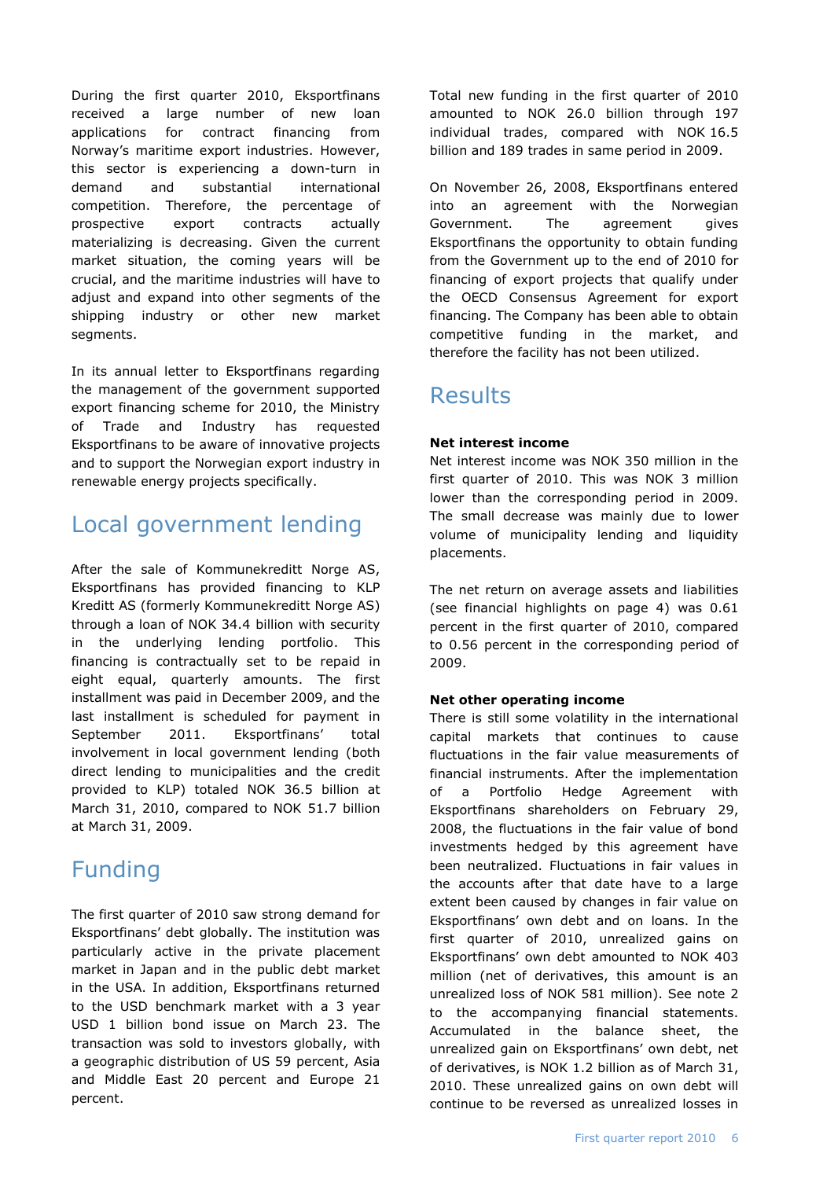During the first quarter 2010, Eksportfinans received a large number of new loan applications for contract financing from Norway's maritime export industries. However, this sector is experiencing a down-turn in demand and substantial international competition. Therefore, the percentage of prospective export contracts actually materializing is decreasing. Given the current market situation, the coming years will be crucial, and the maritime industries will have to adjust and expand into other segments of the shipping industry or other new market segments.

In its annual letter to Eksportfinans regarding the management of the government supported export financing scheme for 2010, the Ministry of Trade and Industry has requested Eksportfinans to be aware of innovative projects and to support the Norwegian export industry in renewable energy projects specifically.

## Local government lending

After the sale of Kommunekreditt Norge AS, Eksportfinans has provided financing to KLP Kreditt AS (formerly Kommunekreditt Norge AS) through a loan of NOK 34.4 billion with security in the underlying lending portfolio. This financing is contractually set to be repaid in eight equal, quarterly amounts. The first installment was paid in December 2009, and the last installment is scheduled for payment in September 2011. Eksportfinans' total involvement in local government lending (both direct lending to municipalities and the credit provided to KLP) totaled NOK 36.5 billion at March 31, 2010, compared to NOK 51.7 billion at March 31, 2009.

## Funding

The first quarter of 2010 saw strong demand for Eksportfinans' debt globally. The institution was particularly active in the private placement market in Japan and in the public debt market in the USA. In addition, Eksportfinans returned to the USD benchmark market with a 3 year USD 1 billion bond issue on March 23. The transaction was sold to investors globally, with a geographic distribution of US 59 percent, Asia and Middle East 20 percent and Europe 21 percent.

Total new funding in the first quarter of 2010 amounted to NOK 26.0 billion through 197 individual trades, compared with NOK 16.5 billion and 189 trades in same period in 2009.

On November 26, 2008, Eksportfinans entered into an agreement with the Norwegian Government. The agreement gives Eksportfinans the opportunity to obtain funding from the Government up to the end of 2010 for financing of export projects that qualify under the OECD Consensus Agreement for export financing. The Company has been able to obtain competitive funding in the market, and therefore the facility has not been utilized.

## Results

**Net interest income**

Net interest income was NOK 350 million in the first quarter of 2010. This was NOK 3 million lower than the corresponding period in 2009. The small decrease was mainly due to lower volume of municipality lending and liquidity placements.

The net return on average assets and liabilities (see financial highlights on page 4) was 0.61 percent in the first quarter of 2010, compared to 0.56 percent in the corresponding period of 2009.

**Net other operating income**

There is still some volatility in the international capital markets that continues to cause fluctuations in the fair value measurements of financial instruments. After the implementation of a Portfolio Hedge Agreement with Eksportfinans shareholders on February 29, 2008, the fluctuations in the fair value of bond investments hedged by this agreement have been neutralized. Fluctuations in fair values in the accounts after that date have to a large extent been caused by changes in fair value on Eksportfinans' own debt and on loans. In the first quarter of 2010, unrealized gains on Eksportfinans' own debt amounted to NOK 403 million (net of derivatives, this amount is an unrealized loss of NOK 581 million). See note 2 to the accompanying financial statements. Accumulated in the balance sheet, the unrealized gain on Eksportfinans' own debt, net of derivatives, is NOK 1.2 billion as of March 31, 2010. These unrealized gains on own debt will continue to be reversed as unrealized losses in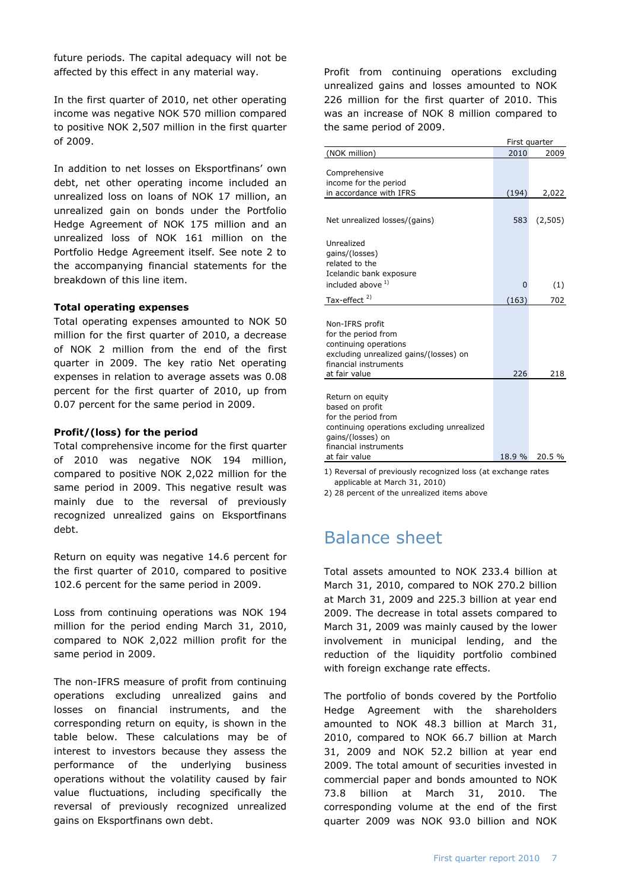future periods. The capital adequacy will not be affected by this effect in any material way.

In the first quarter of 2010, net other operating income was negative NOK 570 million compared to positive NOK 2,507 million in the first quarter of 2009.

In addition to net losses on Eksportfinans' own debt, net other operating income included an unrealized loss on loans of NOK 17 million, an unrealized gain on bonds under the Portfolio Hedge Agreement of NOK 175 million and an unrealized loss of NOK 161 million on the Portfolio Hedge Agreement itself. See note 2 to the accompanying financial statements for the breakdown of this line item.

**Total operating expenses**

Total operating expenses amounted to NOK 50 million for the first quarter of 2010, a decrease of NOK 2 million from the end of the first quarter in 2009. The key ratio Net operating expenses in relation to average assets was 0.08 percent for the first quarter of 2010, up from 0.07 percent for the same period in 2009.

**Profit/(loss) for the period**

Total comprehensive income for the first quarter of 2010 was negative NOK 194 million, compared to positive NOK 2,022 million for the same period in 2009. This negative result was mainly due to the reversal of previously recognized unrealized gains on Eksportfinans debt.

Return on equity was negative 14.6 percent for the first quarter of 2010, compared to positive 102.6 percent for the same period in 2009.

Loss from continuing operations was NOK 194 million for the period ending March 31, 2010, compared to NOK 2,022 million profit for the same period in 2009.

The non-IFRS measure of profit from continuing operations excluding unrealized gains and losses on financial instruments, and the corresponding return on equity, is shown in the table below. These calculations may be of interest to investors because they assess the performance of the underlying business operations without the volatility caused by fair value fluctuations, including specifically the reversal of previously recognized unrealized gains on Eksportfinans own debt.

Profit from continuing operations excluding unrealized gains and losses amounted to NOK 226 million for the first quarter of 2010. This was an increase of NOK 8 million compared to the same period of 2009.

| | First quarter | |
|---|---|---|
| (NOK million) | 2010 | 2009 |
| Comprehensive income for the period in accordance with IFRS | (194) | 2,022 |
| Net unrealized losses/(gains) | 583 | (2,505) |
| Unrealized gains/(losses) related to the Icelandic bank exposure included above [1] | 0 | (1) |
| Tax-effect [2] | (163) | 702 |
| Non-IFRS profit for the period from continuing operations excluding unrealized gains/(losses) on financial instruments at fair value | 226 | 218 |
| Return on equity based on profit for the period from continuing operations excluding unrealized gains/(losses) on financial instruments at fair value | 18.9 % | 20.5 % |

1) Reversal of previously recognized loss (at exchange rates applicable at March 31, 2010)

2) 28 percent of the unrealized items above

# Balance sheet

Total assets amounted to NOK 233.4 billion at March 31, 2010, compared to NOK 270.2 billion at March 31, 2009 and 225.3 billion at year end 2009. The decrease in total assets compared to March 31, 2009 was mainly caused by the lower involvement in municipal lending, and the reduction of the liquidity portfolio combined with foreign exchange rate effects.

The portfolio of bonds covered by the Portfolio Hedge Agreement with the shareholders amounted to NOK 48.3 billion at March 31, 2010, compared to NOK 66.7 billion at March 31, 2009 and NOK 52.2 billion at year end 2009. The total amount of securities invested in commercial paper and bonds amounted to NOK 73.8 billion at March 31, 2010. The corresponding volume at the end of the first quarter 2009 was NOK 93.0 billion and NOK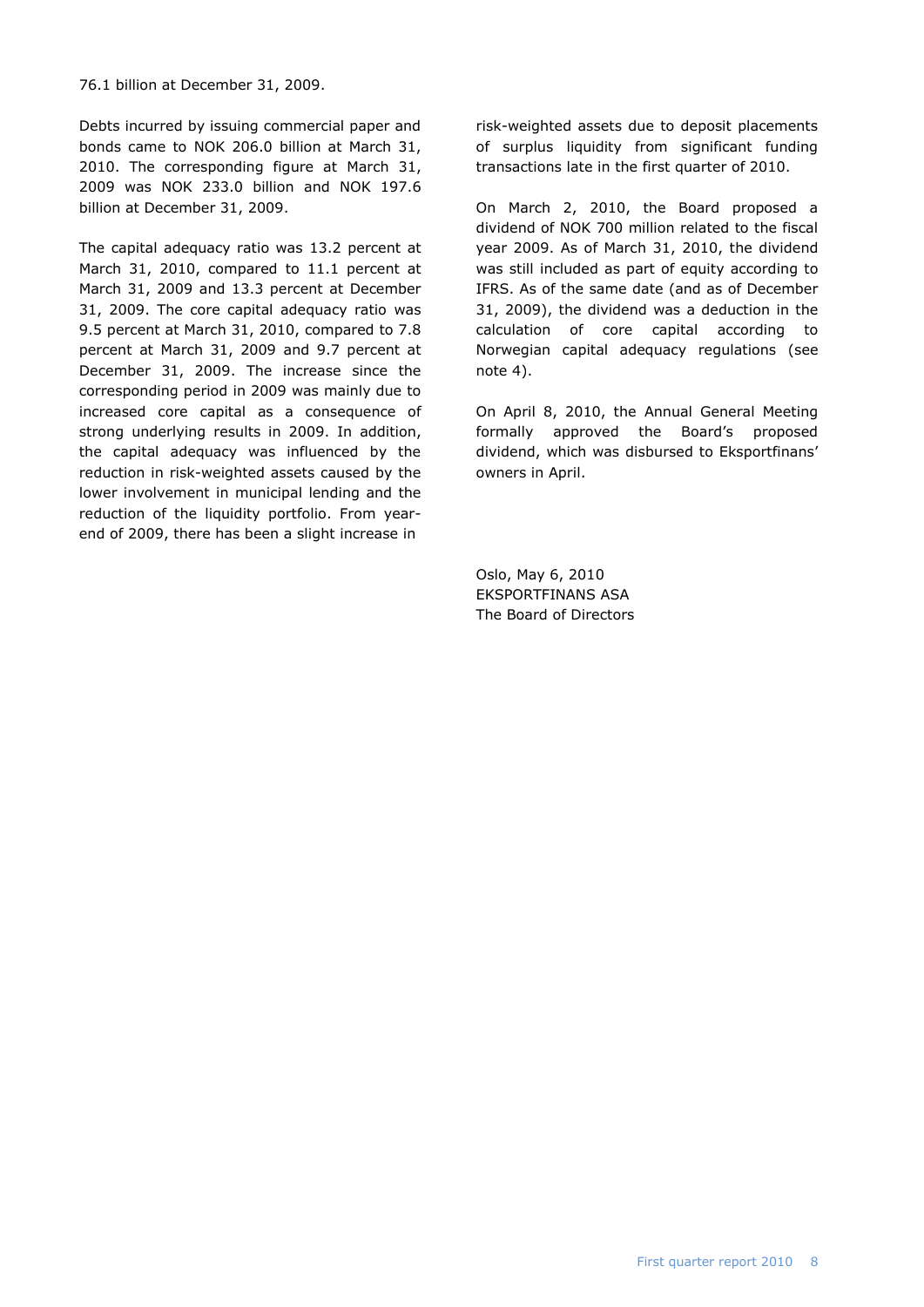76.1 billion at December 31, 2009.

Debts incurred by issuing commercial paper and bonds came to NOK 206.0 billion at March 31, 2010. The corresponding figure at March 31, 2009 was NOK 233.0 billion and NOK 197.6 billion at December 31, 2009.

The capital adequacy ratio was 13.2 percent at March 31, 2010, compared to 11.1 percent at March 31, 2009 and 13.3 percent at December 31, 2009. The core capital adequacy ratio was 9.5 percent at March 31, 2010, compared to 7.8 percent at March 31, 2009 and 9.7 percent at December 31, 2009. The increase since the corresponding period in 2009 was mainly due to increased core capital as a consequence of strong underlying results in 2009. In addition, the capital adequacy was influenced by the reduction in risk-weighted assets caused by the lower involvement in municipal lending and the reduction of the liquidity portfolio. From year-end of 2009, there has been a slight increase in risk-weighted assets due to deposit placements of surplus liquidity from significant funding transactions late in the first quarter of 2010.

On March 2, 2010, the Board proposed a dividend of NOK 700 million related to the fiscal year 2009. As of March 31, 2010, the dividend was still included as part of equity according to IFRS. As of the same date (and as of December 31, 2009), the dividend was a deduction in the calculation of core capital according to Norwegian capital adequacy regulations (see note 4).

On April 8, 2010, the Annual General Meeting formally approved the Board's proposed dividend, which was disbursed to Eksportfinans' owners in April.

Oslo, May 6, 2010  
EKSPORTFINANS ASA  
The Board of Directors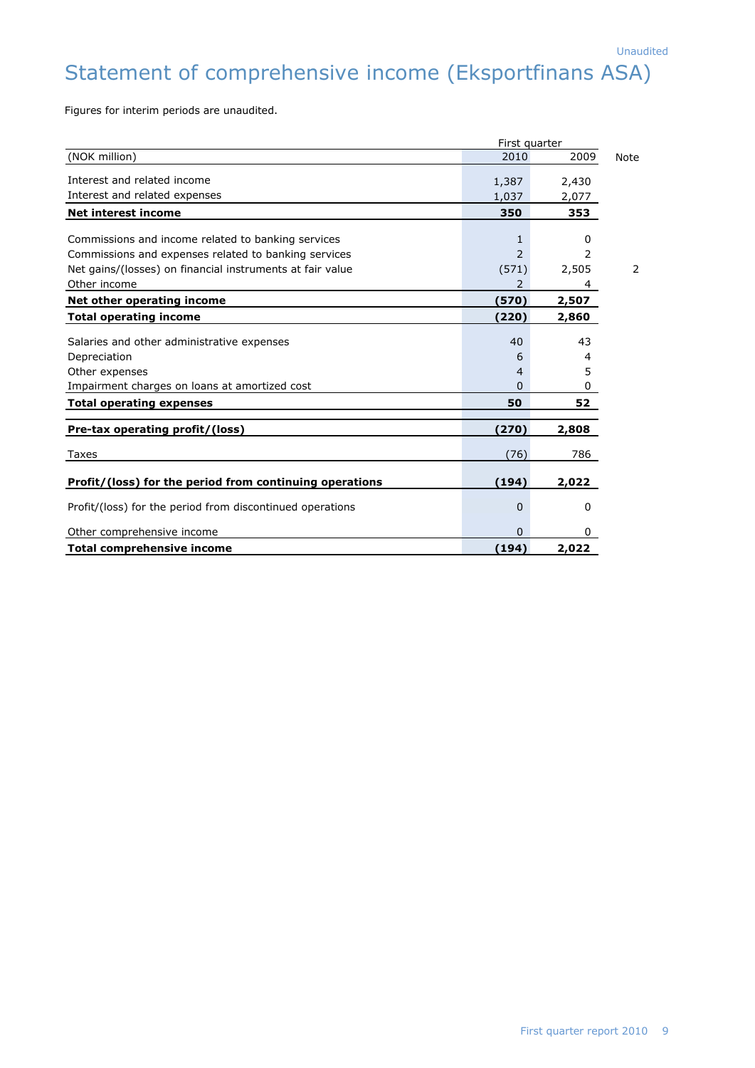Unaudited

# Statement of comprehensive income (Eksportfinans ASA)

Figures for interim periods are unaudited.

| | First quarter | | |
|---|---|---|---|
| (NOK million) | 2010 | 2009 | Note |
| Interest and related income | 1,387 | 2,430 | |
| Interest and related expenses | 1,037 | 2,077 | |
| **Net interest income** | **350** | **353** | |
| Commissions and income related to banking services | 1 | 0 | |
| Commissions and expenses related to banking services | 2 | 2 | |
| Net gains/(losses) on financial instruments at fair value | (571) | 2,505 | 2 |
| Other income | 2 | 4 | |
| **Net other operating income** | **(570)** | **2,507** | |
| **Total operating income** | **(220)** | **2,860** | |
| Salaries and other administrative expenses | 40 | 43 | |
| Depreciation | 6 | 4 | |
| Other expenses | 4 | 5 | |
| Impairment charges on loans at amortized cost | 0 | 0 | |
| **Total operating expenses** | **50** | **52** | |
| **Pre-tax operating profit/(loss)** | **(270)** | **2,808** | |
| Taxes | (76) | 786 | |
| **Profit/(loss) for the period from continuing operations** | **(194)** | **2,022** | |
| Profit/(loss) for the period from discontinued operations | 0 | 0 | |
| Other comprehensive income | 0 | 0 | |
| **Total comprehensive income** | **(194)** | **2,022** | |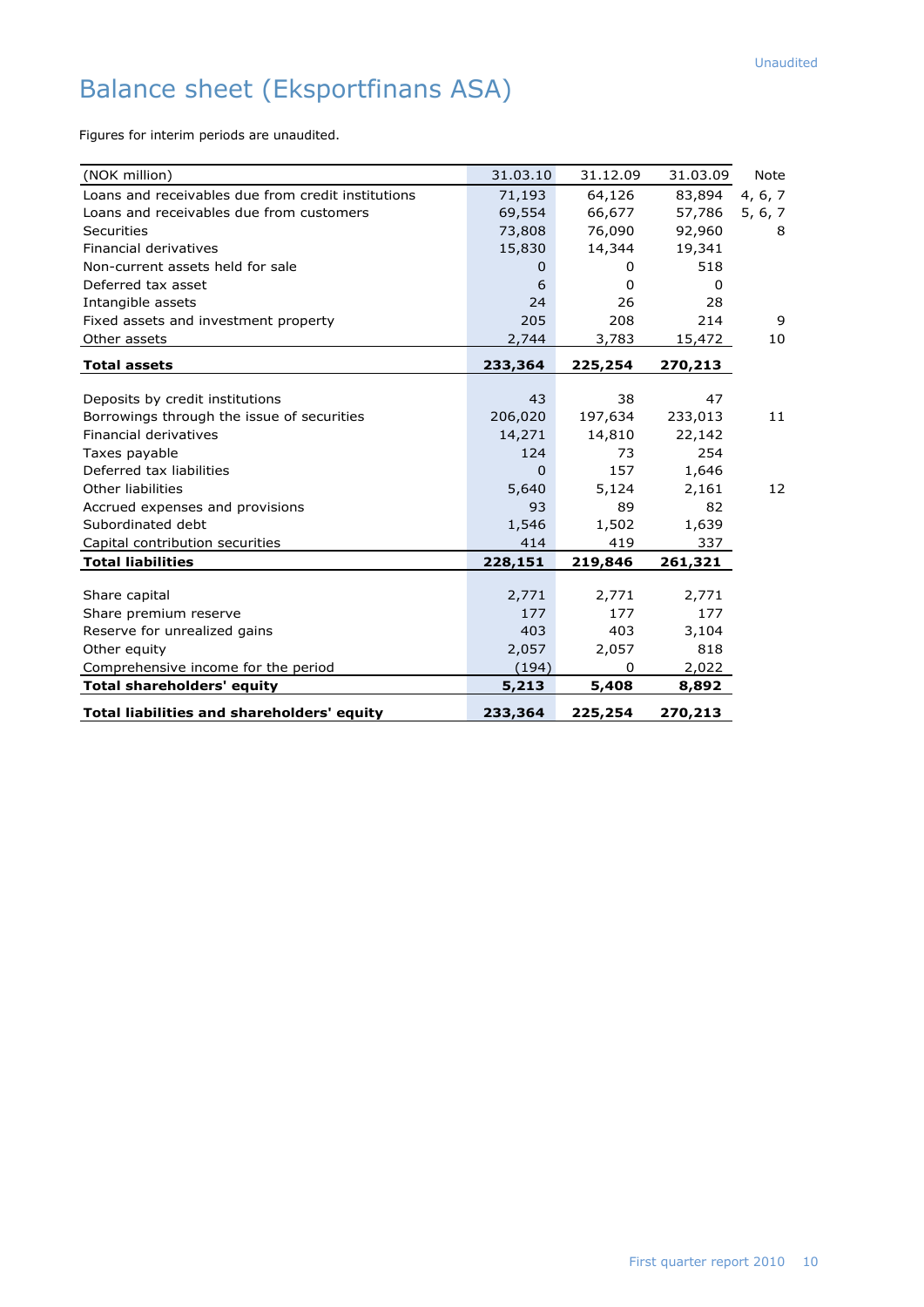# Balance sheet (Eksportfinans ASA)

Figures for interim periods are unaudited.

| (NOK million) | 31.03.10 | 31.12.09 | 31.03.09 | Note |
|---|---|---|---|---|
| Loans and receivables due from credit institutions | 71,193 | 64,126 | 83,894 | 4, 6, 7 |
| Loans and receivables due from customers | 69,554 | 66,677 | 57,786 | 5, 6, 7 |
| Securities | 73,808 | 76,090 | 92,960 | 8 |
| Financial derivatives | 15,830 | 14,344 | 19,341 | |
| Non-current assets held for sale | 0 | 0 | 518 | |
| Deferred tax asset | 6 | 0 | 0 | |
| Intangible assets | 24 | 26 | 28 | |
| Fixed assets and investment property | 205 | 208 | 214 | 9 |
| Other assets | 2,744 | 3,783 | 15,472 | 10 |
| **Total assets** | **233,364** | **225,254** | **270,213** | |
| | | | | |
| Deposits by credit institutions | 43 | 38 | 47 | |
| Borrowings through the issue of securities | 206,020 | 197,634 | 233,013 | 11 |
| Financial derivatives | 14,271 | 14,810 | 22,142 | |
| Taxes payable | 124 | 73 | 254 | |
| Deferred tax liabilities | 0 | 157 | 1,646 | |
| Other liabilities | 5,640 | 5,124 | 2,161 | 12 |
| Accrued expenses and provisions | 93 | 89 | 82 | |
| Subordinated debt | 1,546 | 1,502 | 1,639 | |
| Capital contribution securities | 414 | 419 | 337 | |
| **Total liabilities** | **228,151** | **219,846** | **261,321** | |
| | | | | |
| Share capital | 2,771 | 2,771 | 2,771 | |
| Share premium reserve | 177 | 177 | 177 | |
| Reserve for unrealized gains | 403 | 403 | 3,104 | |
| Other equity | 2,057 | 2,057 | 818 | |
| Comprehensive income for the period | (194) | 0 | 2,022 | |
| **Total shareholders' equity** | **5,213** | **5,408** | **8,892** | |
| **Total liabilities and shareholders' equity** | **233,364** | **225,254** | **270,213** | |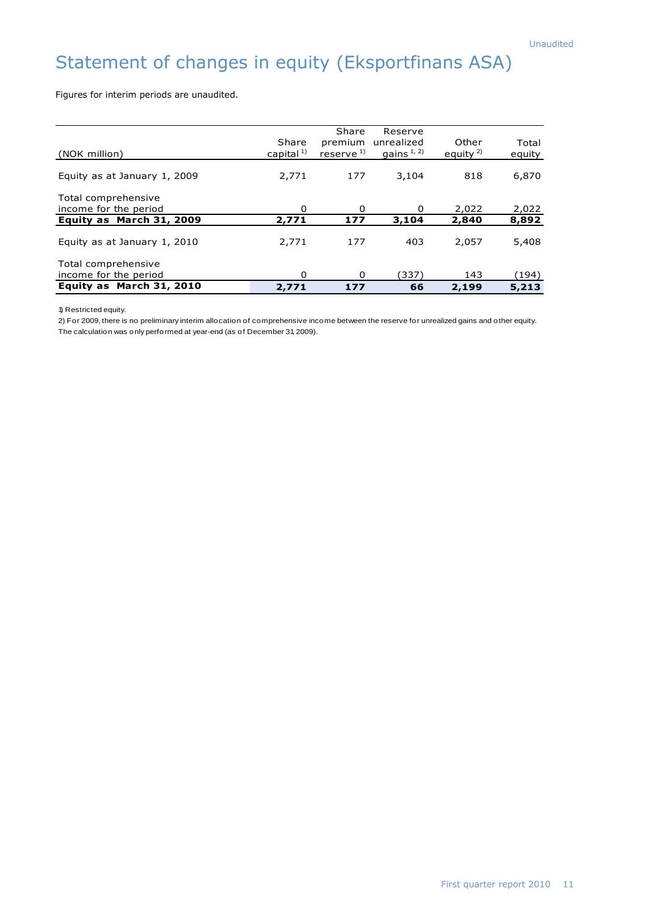# Statement of changes in equity (Eksportfinans ASA)

Figures for interim periods are unaudited.

| (NOK million) | Share capital [1] | Share premium reserve [1] | Reserve unrealized gains [1, 2] | Other equity [2] | Total equity |
|---|---|---|---|---|---|
| Equity as at January 1, 2009 | 2,771 | 177 | 3,104 | 818 | 6,870 |
| Total comprehensive income for the period | 0 | 0 | 0 | 2,022 | 2,022 |
| **Equity as March 31, 2009** | **2,771** | **177** | **3,104** | **2,840** | **8,892** |
| Equity as at January 1, 2010 | 2,771 | 177 | 403 | 2,057 | 5,408 |
| Total comprehensive income for the period | 0 | 0 | (337) | 143 | (194) |
| **Equity as March 31, 2010** | **2,771** | **177** | **66** | **2,199** | **5,213** |

1) Restricted equity.

2) For 2009, there is no preliminary interim allocation of comprehensive income between the reserve for unrealized gains and other equity. The calculation was only performed at year-end (as of December 31, 2009).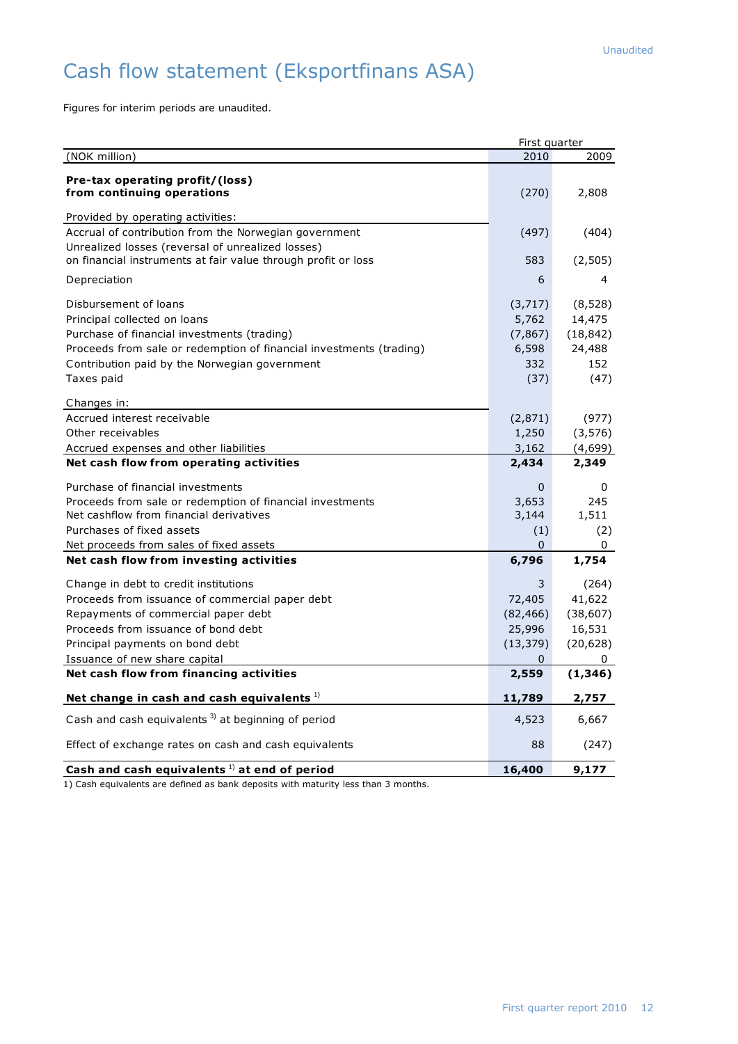Unaudited

# Cash flow statement (Eksportfinans ASA)

Figures for interim periods are unaudited.

| (NOK million) | First quarter 2010 | 2009 |
|---|---|---|
| **Pre-tax operating profit/(loss) from continuing operations** | (270) | 2,808 |
| Provided by operating activities: | | |
| Accrual of contribution from the Norwegian government | (497) | (404) |
| Unrealized losses (reversal of unrealized losses) on financial instruments at fair value through profit or loss | 583 | (2,505) |
| Depreciation | 6 | 4 |
| Disbursement of loans | (3,717) | (8,528) |
| Principal collected on loans | 5,762 | 14,475 |
| Purchase of financial investments (trading) | (7,867) | (18,842) |
| Proceeds from sale or redemption of financial investments (trading) | 6,598 | 24,488 |
| Contribution paid by the Norwegian government | 332 | 152 |
| Taxes paid | (37) | (47) |
| Changes in: | | |
| Accrued interest receivable | (2,871) | (977) |
| Other receivables | 1,250 | (3,576) |
| Accrued expenses and other liabilities | 3,162 | (4,699) |
| **Net cash flow from operating activities** | **2,434** | **2,349** |
| Purchase of financial investments | 0 | 0 |
| Proceeds from sale or redemption of financial investments | 3,653 | 245 |
| Net cashflow from financial derivatives | 3,144 | 1,511 |
| Purchases of fixed assets | (1) | (2) |
| Net proceeds from sales of fixed assets | 0 | 0 |
| **Net cash flow from investing activities** | **6,796** | **1,754** |
| Change in debt to credit institutions | 3 | (264) |
| Proceeds from issuance of commercial paper debt | 72,405 | 41,622 |
| Repayments of commercial paper debt | (82,466) | (38,607) |
| Proceeds from issuance of bond debt | 25,996 | 16,531 |
| Principal payments on bond debt | (13,379) | (20,628) |
| Issuance of new share capital | 0 | 0 |
| **Net cash flow from financing activities** | **2,559** | **(1,346)** |
| **Net change in cash and cash equivalents [1)]** | **11,789** | **2,757** |
| Cash and cash equivalents [3)] at beginning of period | 4,523 | 6,667 |
| Effect of exchange rates on cash and cash equivalents | 88 | (247) |
| **Cash and cash equivalents [1)] at end of period** | **16,400** | **9,177** |

1) Cash equivalents are defined as bank deposits with maturity less than 3 months.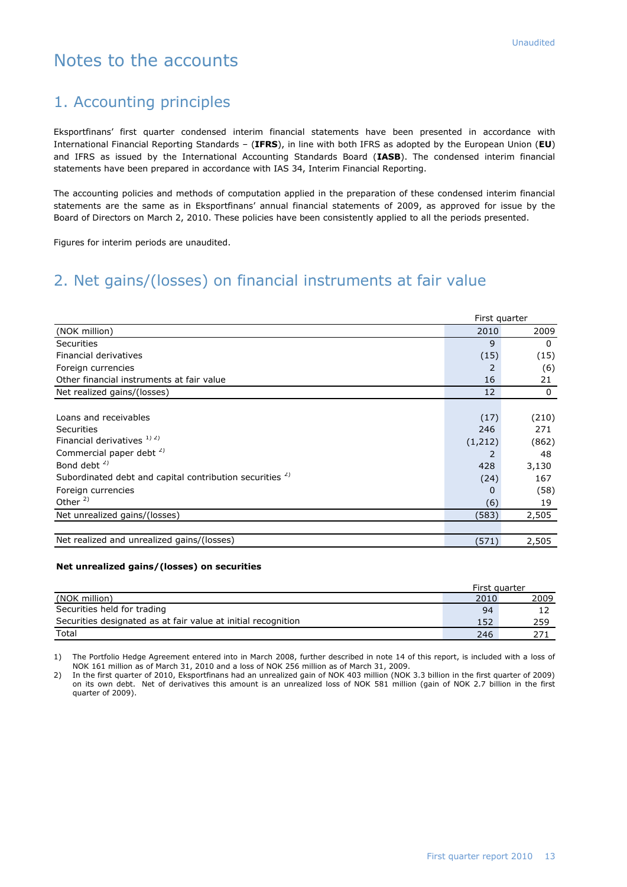Unaudited

# Notes to the accounts

## 1. Accounting principles

Eksportfinans' first quarter condensed interim financial statements have been presented in accordance with International Financial Reporting Standards – (**IFRS**), in line with both IFRS as adopted by the European Union (**EU**) and IFRS as issued by the International Accounting Standards Board (**IASB**). The condensed interim financial statements have been prepared in accordance with IAS 34, Interim Financial Reporting.

The accounting policies and methods of computation applied in the preparation of these condensed interim financial statements are the same as in Eksportfinans' annual financial statements of 2009, as approved for issue by the Board of Directors on March 2, 2010. These policies have been consistently applied to all the periods presented.

Figures for interim periods are unaudited.

## 2. Net gains/(losses) on financial instruments at fair value

| | First quarter | |
|---|---|---|
| (NOK million) | 2010 | 2009 |
| Securities | 9 | 0 |
| Financial derivatives | (15) | (15) |
| Foreign currencies | 2 | (6) |
| Other financial instruments at fair value | 16 | 21 |
| Net realized gains/(losses) | 12 | 0 |
| | | |
| Loans and receivables | (17) | (210) |
| Securities | 246 | 271 |
| Financial derivatives [1) 2)] | (1,212) | (862) |
| Commercial paper debt [2)] | 2 | 48 |
| Bond debt [2)] | 428 | 3,130 |
| Subordinated debt and capital contribution securities [2)] | (24) | 167 |
| Foreign currencies | 0 | (58) |
| Other [2)] | (6) | 19 |
| Net unrealized gains/(losses) | (583) | 2,505 |
| | | |
| Net realized and unrealized gains/(losses) | (571) | 2,505 |

**Net unrealized gains/(losses) on securities**

| | First quarter | |
|---|---|---|
| (NOK million) | 2010 | 2009 |
| Securities held for trading | 94 | 12 |
| Securities designated as at fair value at initial recognition | 152 | 259 |
| Total | 246 | 271 |

1) The Portfolio Hedge Agreement entered into in March 2008, further described in note 14 of this report, is included with a loss of NOK 161 million as of March 31, 2010 and a loss of NOK 256 million as of March 31, 2009.

2) In the first quarter of 2010, Eksportfinans had an unrealized gain of NOK 403 million (NOK 3.3 billion in the first quarter of 2009) on its own debt. Net of derivatives this amount is an unrealized loss of NOK 581 million (gain of NOK 2.7 billion in the first quarter of 2009).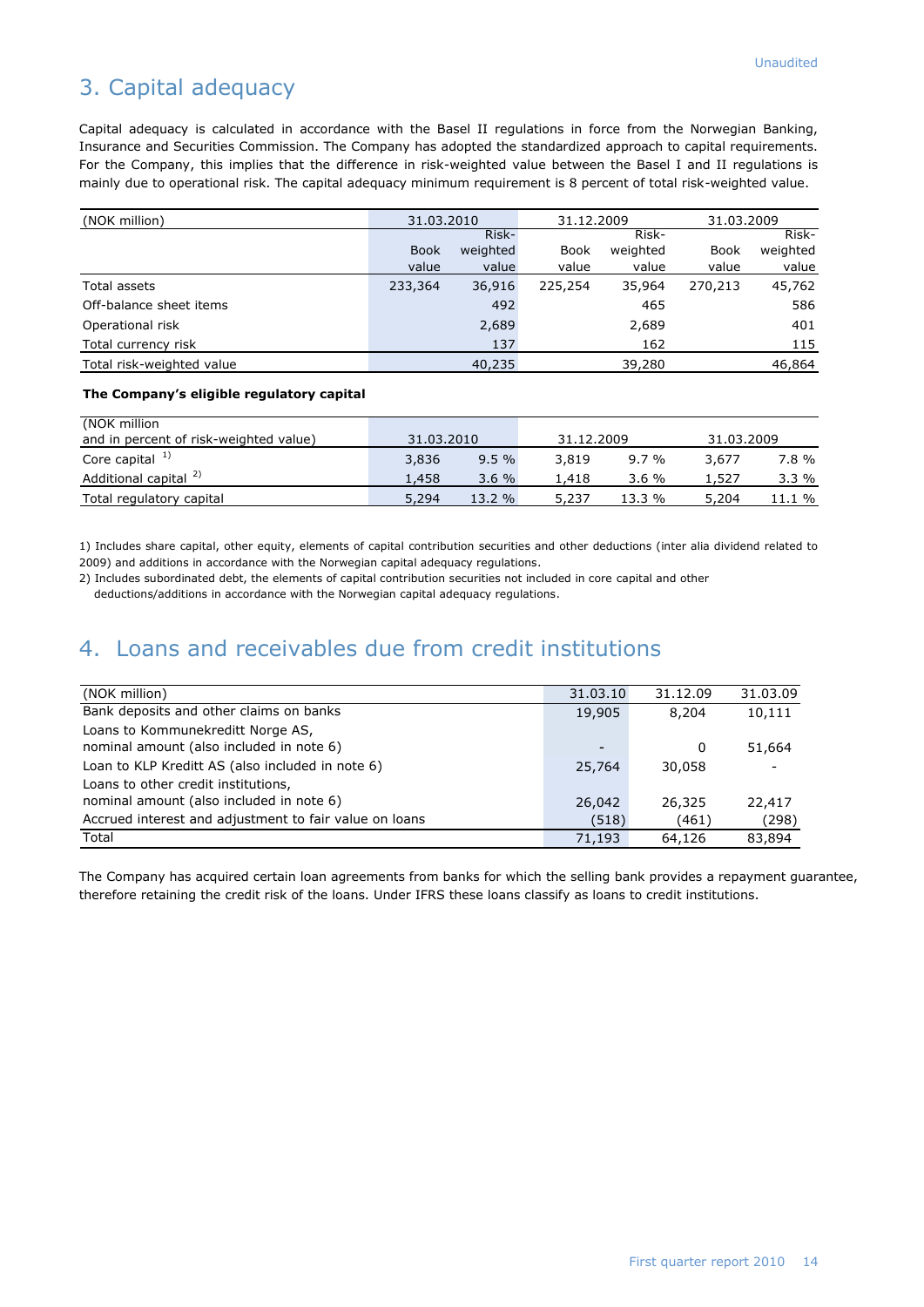Unaudited

## 3. Capital adequacy

Capital adequacy is calculated in accordance with the Basel II regulations in force from the Norwegian Banking, Insurance and Securities Commission. The Company has adopted the standardized approach to capital requirements. For the Company, this implies that the difference in risk-weighted value between the Basel I and II regulations is mainly due to operational risk. The capital adequacy minimum requirement is 8 percent of total risk-weighted value.

| (NOK million) | 31.03.2010 | | 31.12.2009 | | 31.03.2009 | |
|---|---|---|---|---|---|---|
| | Book value | Risk-weighted value | Book value | Risk-weighted value | Book value | Risk-weighted value |
| Total assets | 233,364 | 36,916 | 225,254 | 35,964 | 270,213 | 45,762 |
| Off-balance sheet items | | 492 | | 465 | | 586 |
| Operational risk | | 2,689 | | 2,689 | | 401 |
| Total currency risk | | 137 | | 162 | | 115 |
| Total risk-weighted value | | 40,235 | | 39,280 | | 46,864 |

**The Company's eligible regulatory capital**

| (NOK million and in percent of risk-weighted value) | 31.03.2010 | | 31.12.2009 | | 31.03.2009 | |
|---|---|---|---|---|---|---|
| Core capital [1] | 3,836 | 9.5 % | 3,819 | 9.7 % | 3,677 | 7.8 % |
| Additional capital [2] | 1,458 | 3.6 % | 1,418 | 3.6 % | 1,527 | 3.3 % |
| Total regulatory capital | 5,294 | 13.2 % | 5,237 | 13.3 % | 5,204 | 11.1 % |

1) Includes share capital, other equity, elements of capital contribution securities and other deductions (inter alia dividend related to 2009) and additions in accordance with the Norwegian capital adequacy regulations.

2) Includes subordinated debt, the elements of capital contribution securities not included in core capital and other deductions/additions in accordance with the Norwegian capital adequacy regulations.

## 4. Loans and receivables due from credit institutions

| (NOK million) | 31.03.10 | 31.12.09 | 31.03.09 |
|---|---|---|---|
| Bank deposits and other claims on banks | 19,905 | 8,204 | 10,111 |
| Loans to Kommunekreditt Norge AS, nominal amount (also included in note 6) | - | 0 | 51,664 |
| Loan to KLP Kreditt AS (also included in note 6) | 25,764 | 30,058 | - |
| Loans to other credit institutions, nominal amount (also included in note 6) | 26,042 | 26,325 | 22,417 |
| Accrued interest and adjustment to fair value on loans | (518) | (461) | (298) |
| Total | 71,193 | 64,126 | 83,894 |

The Company has acquired certain loan agreements from banks for which the selling bank provides a repayment guarantee, therefore retaining the credit risk of the loans. Under IFRS these loans classify as loans to credit institutions.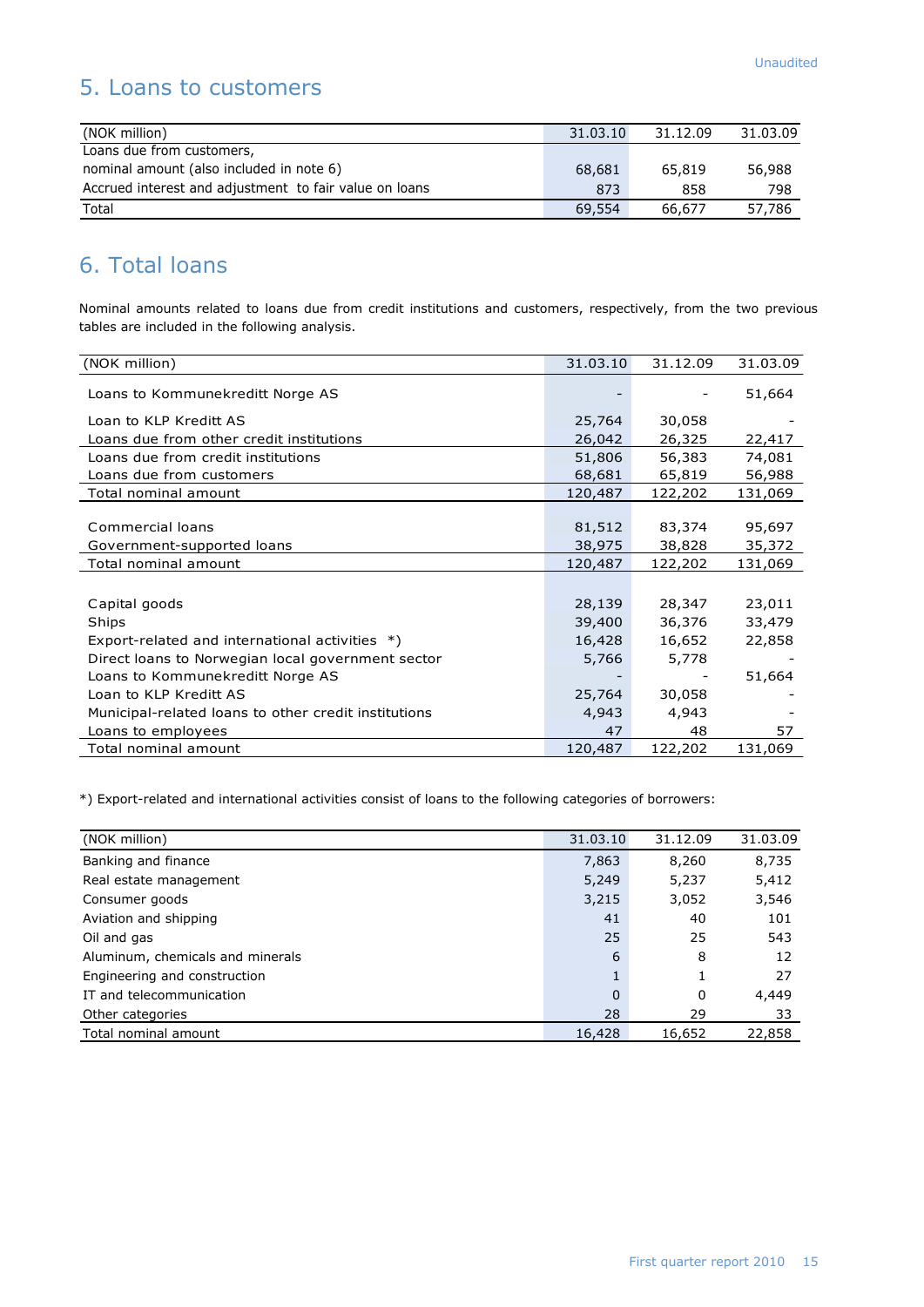## 5. Loans to customers

| (NOK million) | 31.03.10 | 31.12.09 | 31.03.09 |
|---|---|---|---|
| Loans due from customers, nominal amount (also included in note 6) | 68,681 | 65,819 | 56,988 |
| Accrued interest and adjustment to fair value on loans | 873 | 858 | 798 |
| Total | 69,554 | 66,677 | 57,786 |

## 6. Total loans

Nominal amounts related to loans due from credit institutions and customers, respectively, from the two previous tables are included in the following analysis.

| (NOK million) | 31.03.10 | 31.12.09 | 31.03.09 |
|---|---|---|---|
| Loans to Kommunekreditt Norge AS | - | - | 51,664 |
| Loan to KLP Kreditt AS | 25,764 | 30,058 | - |
| Loans due from other credit institutions | 26,042 | 26,325 | 22,417 |
| Loans due from credit institutions | 51,806 | 56,383 | 74,081 |
| Loans due from customers | 68,681 | 65,819 | 56,988 |
| Total nominal amount | 120,487 | 122,202 | 131,069 |
| | | | |
| Commercial loans | 81,512 | 83,374 | 95,697 |
| Government-supported loans | 38,975 | 38,828 | 35,372 |
| Total nominal amount | 120,487 | 122,202 | 131,069 |
| | | | |
| Capital goods | 28,139 | 28,347 | 23,011 |
| Ships | 39,400 | 36,376 | 33,479 |
| Export-related and international activities *) | 16,428 | 16,652 | 22,858 |
| Direct loans to Norwegian local government sector | 5,766 | 5,778 | - |
| Loans to Kommunekreditt Norge AS | - | - | 51,664 |
| Loan to KLP Kreditt AS | 25,764 | 30,058 | - |
| Municipal-related loans to other credit institutions | 4,943 | 4,943 | - |
| Loans to employees | 47 | 48 | 57 |
| Total nominal amount | 120,487 | 122,202 | 131,069 |

*) Export-related and international activities consist of loans to the following categories of borrowers:

| (NOK million) | 31.03.10 | 31.12.09 | 31.03.09 |
|---|---|---|---|
| Banking and finance | 7,863 | 8,260 | 8,735 |
| Real estate management | 5,249 | 5,237 | 5,412 |
| Consumer goods | 3,215 | 3,052 | 3,546 |
| Aviation and shipping | 41 | 40 | 101 |
| Oil and gas | 25 | 25 | 543 |
| Aluminum, chemicals and minerals | 6 | 8 | 12 |
| Engineering and construction | 1 | 1 | 27 |
| IT and telecommunication | 0 | 0 | 4,449 |
| Other categories | 28 | 29 | 33 |
| Total nominal amount | 16,428 | 16,652 | 22,858 |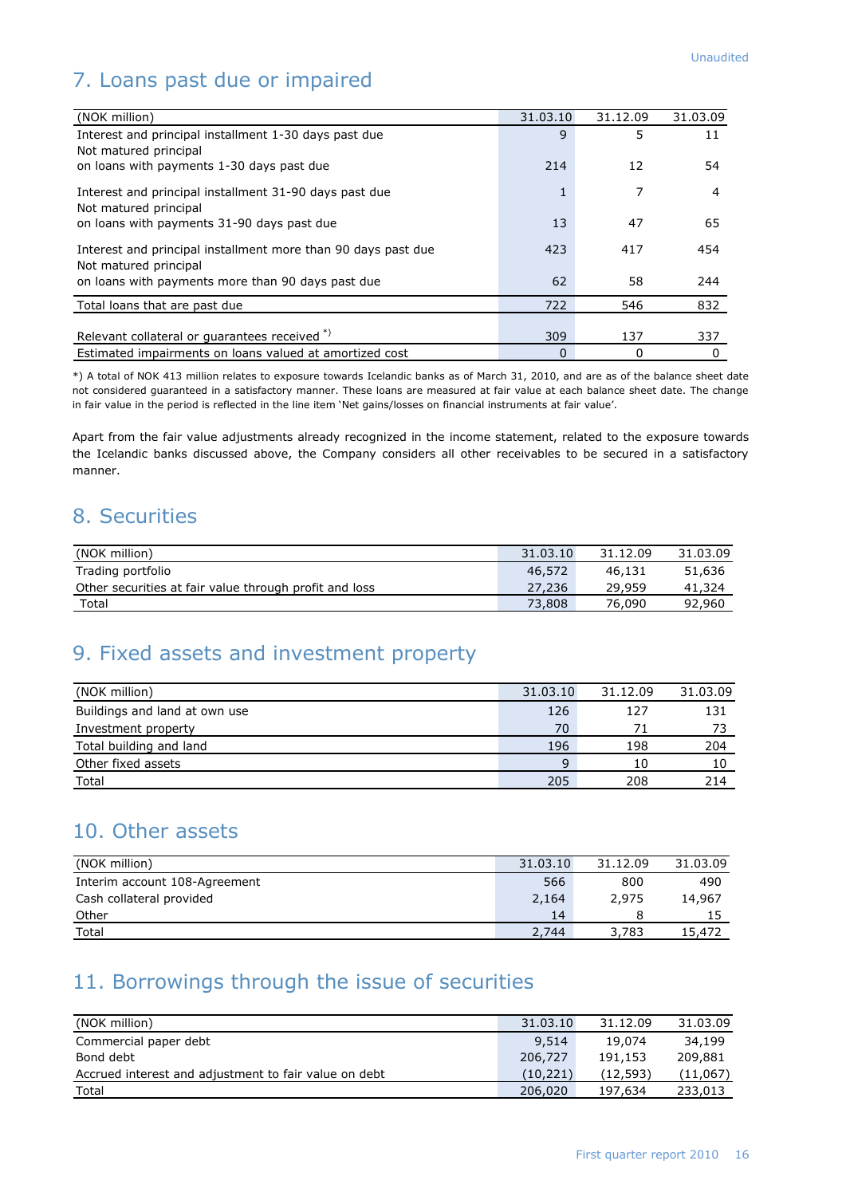Unaudited

## 7. Loans past due or impaired

| (NOK million) | 31.03.10 | 31.12.09 | 31.03.09 |
|---|---|---|---|
| Interest and principal installment 1-30 days past due | 9 | 5 | 11 |
| Not matured principal on loans with payments 1-30 days past due | 214 | 12 | 54 |
| Interest and principal installment 31-90 days past due | 1 | 7 | 4 |
| Not matured principal on loans with payments 31-90 days past due | 13 | 47 | 65 |
| Interest and principal installment more than 90 days past due | 423 | 417 | 454 |
| Not matured principal on loans with payments more than 90 days past due | 62 | 58 | 244 |
| Total loans that are past due | 722 | 546 | 832 |
| Relevant collateral or guarantees received *) | 309 | 137 | 337 |
| Estimated impairments on loans valued at amortized cost | 0 | 0 | 0 |

*) A total of NOK 413 million relates to exposure towards Icelandic banks as of March 31, 2010, and are as of the balance sheet date not considered guaranteed in a satisfactory manner. These loans are measured at fair value at each balance sheet date. The change in fair value in the period is reflected in the line item 'Net gains/losses on financial instruments at fair value'.

Apart from the fair value adjustments already recognized in the income statement, related to the exposure towards the Icelandic banks discussed above, the Company considers all other receivables to be secured in a satisfactory manner.

## 8. Securities

| (NOK million) | 31.03.10 | 31.12.09 | 31.03.09 |
|---|---|---|---|
| Trading portfolio | 46,572 | 46,131 | 51,636 |
| Other securities at fair value through profit and loss | 27,236 | 29,959 | 41,324 |
| Total | 73,808 | 76,090 | 92,960 |

## 9. Fixed assets and investment property

| (NOK million) | 31.03.10 | 31.12.09 | 31.03.09 |
|---|---|---|---|
| Buildings and land at own use | 126 | 127 | 131 |
| Investment property | 70 | 71 | 73 |
| Total building and land | 196 | 198 | 204 |
| Other fixed assets | 9 | 10 | 10 |
| Total | 205 | 208 | 214 |

## 10. Other assets

| (NOK million) | 31.03.10 | 31.12.09 | 31.03.09 |
|---|---|---|---|
| Interim account 108-Agreement | 566 | 800 | 490 |
| Cash collateral provided | 2,164 | 2,975 | 14,967 |
| Other | 14 | 8 | 15 |
| Total | 2,744 | 3,783 | 15,472 |

## 11. Borrowings through the issue of securities

| (NOK million) | 31.03.10 | 31.12.09 | 31.03.09 |
|---|---|---|---|
| Commercial paper debt | 9,514 | 19,074 | 34,199 |
| Bond debt | 206,727 | 191,153 | 209,881 |
| Accrued interest and adjustment to fair value on debt | (10,221) | (12,593) | (11,067) |
| Total | 206,020 | 197,634 | 233,013 |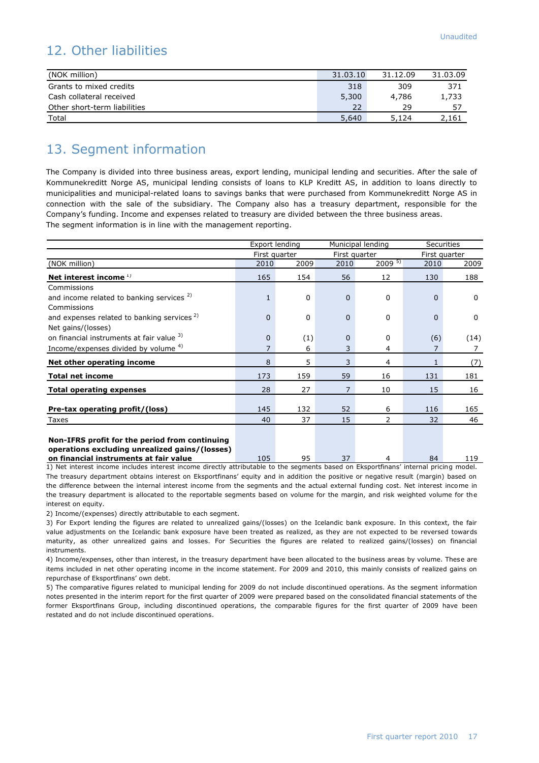Unaudited

## 12. Other liabilities

| (NOK million) | 31.03.10 | 31.12.09 | 31.03.09 |
|---|---|---|---|
| Grants to mixed credits | 318 | 309 | 371 |
| Cash collateral received | 5,300 | 4,786 | 1,733 |
| Other short-term liabilities | 22 | 29 | 57 |
| Total | 5,640 | 5,124 | 2,161 |

## 13. Segment information

The Company is divided into three business areas, export lending, municipal lending and securities. After the sale of Kommunekreditt Norge AS, municipal lending consists of loans to KLP Kreditt AS, in addition to loans directly to municipalities and municipal-related loans to savings banks that were purchased from Kommunekreditt Norge AS in connection with the sale of the subsidiary. The Company also has a treasury department, responsible for the Company's funding. Income and expenses related to treasury are divided between the three business areas.
The segment information is in line with the management reporting.

| | Export lending | | Municipal lending | | Securities | |
|---|---|---|---|---|---|---|
| | First quarter | | First quarter | | First quarter | |
| (NOK million) | 2010 | 2009 | 2010 | 2009 [5] | 2010 | 2009 |
| **Net interest income** [1] | 165 | 154 | 56 | 12 | 130 | 188 |
| Commissions and income related to banking services [2] | 1 | 0 | 0 | 0 | 0 | 0 |
| Commissions and expenses related to banking services [2] | 0 | 0 | 0 | 0 | 0 | 0 |
| Net gains/(losses) on financial instruments at fair value [3] | 0 | (1) | 0 | 0 | (6) | (14) |
| Income/expenses divided by volume [4] | 7 | 6 | 3 | 4 | 7 | 7 |
| **Net other operating income** | 8 | 5 | 3 | 4 | 1 | (7) |
| **Total net income** | 173 | 159 | 59 | 16 | 131 | 181 |
| **Total operating expenses** | 28 | 27 | 7 | 10 | 15 | 16 |
| **Pre-tax operating profit/(loss)** | 145 | 132 | 52 | 6 | 116 | 165 |
| Taxes | 40 | 37 | 15 | 2 | 32 | 46 |
| **Non-IFRS profit for the period from continuing operations excluding unrealized gains/(losses) on financial instruments at fair value** | 105 | 95 | 37 | 4 | 84 | 119 |

1) Net interest income includes interest income directly attributable to the segments based on Eksportfinans' internal pricing model. The treasury department obtains interest on Eksportfinans' equity and in addition the positive or negative result (margin) based on the difference between the internal interest income from the segments and the actual external funding cost. Net interest income in the treasury department is allocated to the reportable segments based on volume for the margin, and risk weighted volume for the interest on equity.

2) Income/(expenses) directly attributable to each segment.

3) For Export lending the figures are related to unrealized gains/(losses) on the Icelandic bank exposure. In this context, the fair value adjustments on the Icelandic bank exposure have been treated as realized, as they are not expected to be reversed towards maturity, as other unrealized gains and losses. For Securities the figures are related to realized gains/(losses) on financial instruments.

4) Income/expenses, other than interest, in the treasury department have been allocated to the business areas by volume. These are items included in net other operating income in the income statement. For 2009 and 2010, this mainly consists of realized gains on repurchase of Eksportfinans' own debt.

5) The comparative figures related to municipal lending for 2009 do not include discontinued operations. As the segment information notes presented in the interim report for the first quarter of 2009 were prepared based on the consolidated financial statements of the former Eksportfinans Group, including discontinued operations, the comparable figures for the first quarter of 2009 have been restated and do not include discontinued operations.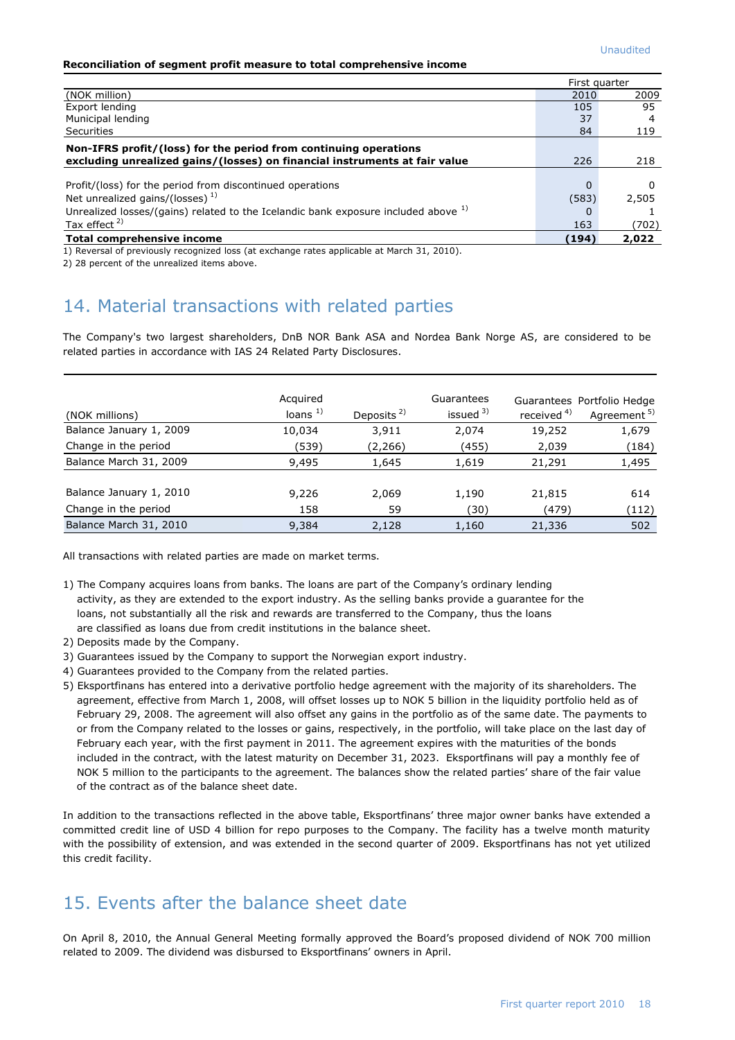Unaudited

**Reconciliation of segment profit measure to total comprehensive income**

| | First quarter | |
|---|---|---|
| (NOK million) | 2010 | 2009 |
| Export lending | 105 | 95 |
| Municipal lending | 37 | 4 |
| Securities | 84 | 119 |
| **Non-IFRS profit/(loss) for the period from continuing operations excluding unrealized gains/(losses) on financial instruments at fair value** | 226 | 218 |
| Profit/(loss) for the period from discontinued operations | 0 | 0 |
| Net unrealized gains/(losses) [1] | (583) | 2,505 |
| Unrealized losses/(gains) related to the Icelandic bank exposure included above [1] | 0 | 1 |
| Tax effect [2] | 163 | (702) |
| **Total comprehensive income** | **(194)** | **2,022** |

1) Reversal of previously recognized loss (at exchange rates applicable at March 31, 2010).

2) 28 percent of the unrealized items above.

## 14. Material transactions with related parties

The Company's two largest shareholders, DnB NOR Bank ASA and Nordea Bank Norge AS, are considered to be related parties in accordance with IAS 24 Related Party Disclosures.

| (NOK millions) | Acquired loans [1] | Deposits [2] | Guarantees issued [3] | Guarantees received [4] | Portfolio Hedge Agreement [5] |
|---|---|---|---|---|---|
| Balance January 1, 2009 | 10,034 | 3,911 | 2,074 | 19,252 | 1,679 |
| Change in the period | (539) | (2,266) | (455) | 2,039 | (184) |
| Balance March 31, 2009 | 9,495 | 1,645 | 1,619 | 21,291 | 1,495 |
| | | | | | |
| Balance January 1, 2010 | 9,226 | 2,069 | 1,190 | 21,815 | 614 |
| Change in the period | 158 | 59 | (30) | (479) | (112) |
| Balance March 31, 2010 | 9,384 | 2,128 | 1,160 | 21,336 | 502 |

All transactions with related parties are made on market terms.

1) The Company acquires loans from banks. The loans are part of the Company's ordinary lending activity, as they are extended to the export industry. As the selling banks provide a guarantee for the loans, not substantially all the risk and rewards are transferred to the Company, thus the loans are classified as loans due from credit institutions in the balance sheet.
2) Deposits made by the Company.
3) Guarantees issued by the Company to support the Norwegian export industry.
4) Guarantees provided to the Company from the related parties.
5) Eksportfinans has entered into a derivative portfolio hedge agreement with the majority of its shareholders. The agreement, effective from March 1, 2008, will offset losses up to NOK 5 billion in the liquidity portfolio held as of February 29, 2008. The agreement will also offset any gains in the portfolio as of the same date. The payments to or from the Company related to the losses or gains, respectively, in the portfolio, will take place on the last day of February each year, with the first payment in 2011. The agreement expires with the maturities of the bonds included in the contract, with the latest maturity on December 31, 2023. Eksportfinans will pay a monthly fee of NOK 5 million to the participants to the agreement. The balances show the related parties' share of the fair value of the contract as of the balance sheet date.

In addition to the transactions reflected in the above table, Eksportfinans' three major owner banks have extended a committed credit line of USD 4 billion for repo purposes to the Company. The facility has a twelve month maturity with the possibility of extension, and was extended in the second quarter of 2009. Eksportfinans has not yet utilized this credit facility.

## 15. Events after the balance sheet date

On April 8, 2010, the Annual General Meeting formally approved the Board's proposed dividend of NOK 700 million related to 2009. The dividend was disbursed to Eksportfinans' owners in April.